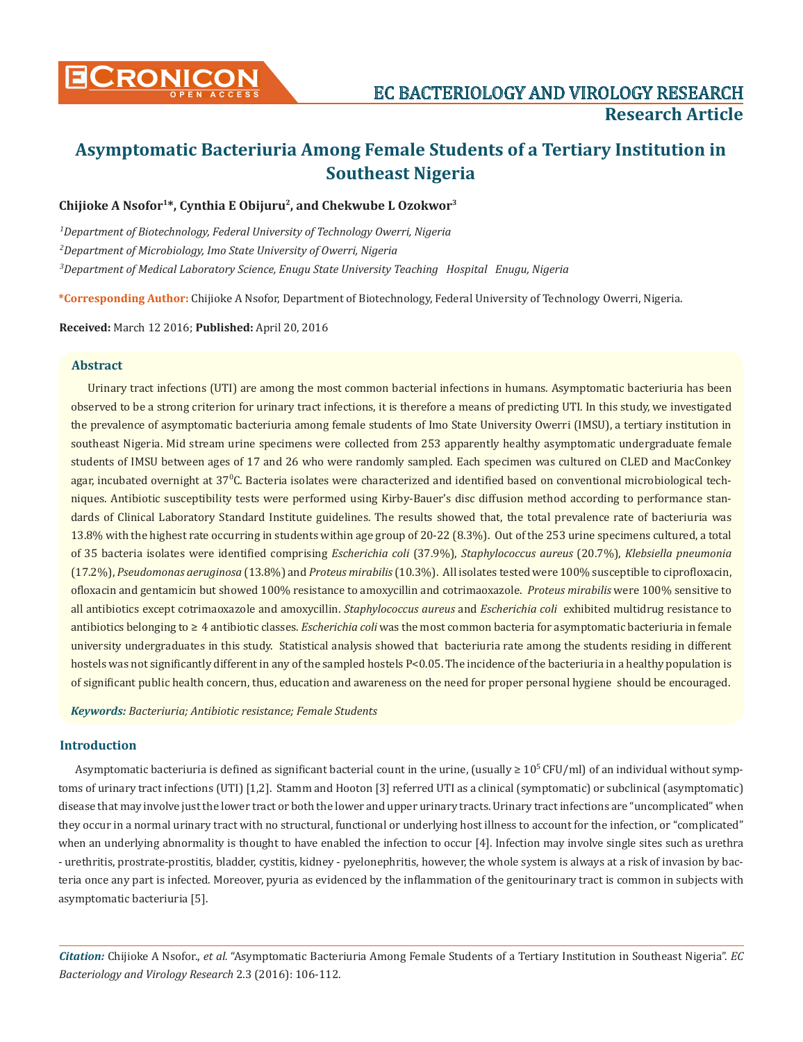# Asymptomatic Bacteriuria Among Female Students of a Tertiary Institution in Southeast Nigeria

**Chijioke A Nsofor[1]*, Cynthia E Obijuru[2], and Chekwube L Ozokwor[3]**

*[1]Department of Biotechnology, Federal University of Technology Owerri, Nigeria*

*[2]Department of Microbiology, Imo State University of Owerri, Nigeria*

*[3]Department of Medical Laboratory Science, Enugu State University Teaching Hospital Enugu, Nigeria*

**\*Corresponding Author:** Chijioke A Nsofor, Department of Biotechnology, Federal University of Technology Owerri, Nigeria.

**Received:** March 12 2016; **Published:** April 20, 2016

## Abstract

Urinary tract infections (UTI) are among the most common bacterial infections in humans. Asymptomatic bacteriuria has been observed to be a strong criterion for urinary tract infections, it is therefore a means of predicting UTI. In this study, we investigated the prevalence of asymptomatic bacteriuria among female students of Imo State University Owerri (IMSU), a tertiary institution in southeast Nigeria. Mid stream urine specimens were collected from 253 apparently healthy asymptomatic undergraduate female students of IMSU between ages of 17 and 26 who were randomly sampled. Each specimen was cultured on CLED and MacConkey agar, incubated overnight at $37^0$C. Bacteria isolates were characterized and identified based on conventional microbiological techniques. Antibiotic susceptibility tests were performed using Kirby-Bauer's disc diffusion method according to performance standards of Clinical Laboratory Standard Institute guidelines. The results showed that, the total prevalence rate of bacteriuria was 13.8% with the highest rate occurring in students within age group of 20-22 (8.3%). Out of the 253 urine specimens cultured, a total of 35 bacteria isolates were identified comprising *Escherichia coli* (37.9%), *Staphylococcus aureus* (20.7%), *Klebsiella pneumonia* (17.2%), *Pseudomonas aeruginosa* (13.8%) and *Proteus mirabilis* (10.3%). All isolates tested were 100% susceptible to ciprofloxacin, ofloxacin and gentamicin but showed 100% resistance to amoxycillin and cotrimaoxazole. *Proteus mirabilis* were 100% sensitive to all antibiotics except cotrimaoxazole and amoxycillin. *Staphylococcus aureus* and *Escherichia coli* exhibited multidrug resistance to antibiotics belonging to ≥ 4 antibiotic classes. *Escherichia coli* was the most common bacteria for asymptomatic bacteriuria in female university undergraduates in this study. Statistical analysis showed that bacteriuria rate among the students residing in different hostels was not significantly different in any of the sampled hostels $P<0.05$. The incidence of the bacteriuria in a healthy population is of significant public health concern, thus, education and awareness on the need for proper personal hygiene should be encouraged.

***Keywords:*** *Bacteriuria; Antibiotic resistance; Female Students*

## Introduction

Asymptomatic bacteriuria is defined as significant bacterial count in the urine, (usually ≥ $10^5$ CFU/ml) of an individual without symptoms of urinary tract infections (UTI) [1,2]. Stamm and Hooton [3] referred UTI as a clinical (symptomatic) or subclinical (asymptomatic) disease that may involve just the lower tract or both the lower and upper urinary tracts. Urinary tract infections are "uncomplicated" when they occur in a normal urinary tract with no structural, functional or underlying host illness to account for the infection, or "complicated" when an underlying abnormality is thought to have enabled the infection to occur [4]. Infection may involve single sites such as urethra - urethritis, prostrate-prostitis, bladder, cystitis, kidney - pyelonephritis, however, the whole system is always at a risk of invasion by bacteria once any part is infected. Moreover, pyuria as evidenced by the inflammation of the genitourinary tract is common in subjects with asymptomatic bacteriuria [5].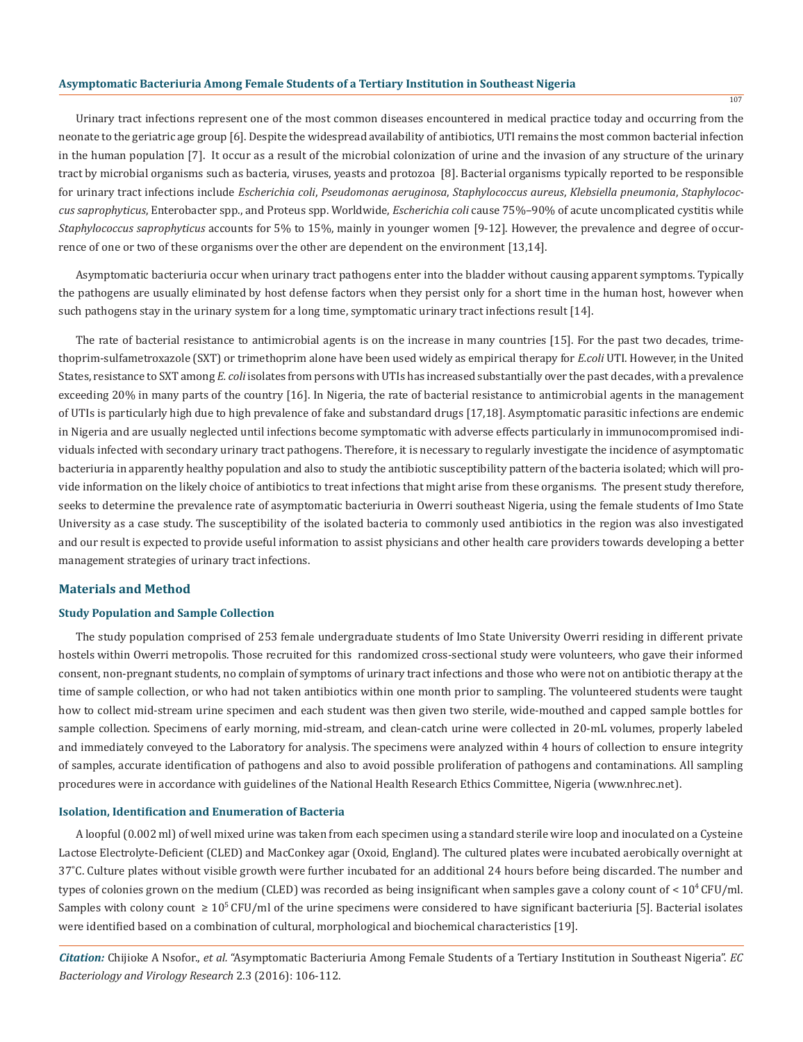Urinary tract infections represent one of the most common diseases encountered in medical practice today and occurring from the neonate to the geriatric age group [6]. Despite the widespread availability of antibiotics, UTI remains the most common bacterial infection in the human population [7]. It occur as a result of the microbial colonization of urine and the invasion of any structure of the urinary tract by microbial organisms such as bacteria, viruses, yeasts and protozoa [8]. Bacterial organisms typically reported to be responsible for urinary tract infections include *Escherichia coli*, *Pseudomonas aeruginosa*, *Staphylococcus aureus*, *Klebsiella pneumonia*, *Staphylococcus saprophyticus*, Enterobacter spp., and Proteus spp. Worldwide, *Escherichia coli* cause 75%–90% of acute uncomplicated cystitis while *Staphylococcus saprophyticus* accounts for 5% to 15%, mainly in younger women [9-12]. However, the prevalence and degree of occurrence of one or two of these organisms over the other are dependent on the environment [13,14].

Asymptomatic bacteriuria occur when urinary tract pathogens enter into the bladder without causing apparent symptoms. Typically the pathogens are usually eliminated by host defense factors when they persist only for a short time in the human host, however when such pathogens stay in the urinary system for a long time, symptomatic urinary tract infections result [14].

The rate of bacterial resistance to antimicrobial agents is on the increase in many countries [15]. For the past two decades, trimethoprim-sulfametroxazole (SXT) or trimethoprim alone have been used widely as empirical therapy for *E.coli* UTI. However, in the United States, resistance to SXT among *E. coli* isolates from persons with UTIs has increased substantially over the past decades, with a prevalence exceeding 20% in many parts of the country [16]. In Nigeria, the rate of bacterial resistance to antimicrobial agents in the management of UTIs is particularly high due to high prevalence of fake and substandard drugs [17,18]. Asymptomatic parasitic infections are endemic in Nigeria and are usually neglected until infections become symptomatic with adverse effects particularly in immunocompromised individuals infected with secondary urinary tract pathogens. Therefore, it is necessary to regularly investigate the incidence of asymptomatic bacteriuria in apparently healthy population and also to study the antibiotic susceptibility pattern of the bacteria isolated; which will provide information on the likely choice of antibiotics to treat infections that might arise from these organisms. The present study therefore, seeks to determine the prevalence rate of asymptomatic bacteriuria in Owerri southeast Nigeria, using the female students of Imo State University as a case study. The susceptibility of the isolated bacteria to commonly used antibiotics in the region was also investigated and our result is expected to provide useful information to assist physicians and other health care providers towards developing a better management strategies of urinary tract infections.

## Materials and Method

### Study Population and Sample Collection

The study population comprised of 253 female undergraduate students of Imo State University Owerri residing in different private hostels within Owerri metropolis. Those recruited for this randomized cross-sectional study were volunteers, who gave their informed consent, non-pregnant students, no complain of symptoms of urinary tract infections and those who were not on antibiotic therapy at the time of sample collection, or who had not taken antibiotics within one month prior to sampling. The volunteered students were taught how to collect mid-stream urine specimen and each student was then given two sterile, wide-mouthed and capped sample bottles for sample collection. Specimens of early morning, mid-stream, and clean-catch urine were collected in 20-mL volumes, properly labeled and immediately conveyed to the Laboratory for analysis. The specimens were analyzed within 4 hours of collection to ensure integrity of samples, accurate identification of pathogens and also to avoid possible proliferation of pathogens and contaminations. All sampling procedures were in accordance with guidelines of the National Health Research Ethics Committee, Nigeria (www.nhrec.net).

### Isolation, Identification and Enumeration of Bacteria

A loopful (0.002 ml) of well mixed urine was taken from each specimen using a standard sterile wire loop and inoculated on a Cysteine Lactose Electrolyte-Deficient (CLED) and MacConkey agar (Oxoid, England). The cultured plates were incubated aerobically overnight at 37°C. Culture plates without visible growth were further incubated for an additional 24 hours before being discarded. The number and types of colonies grown on the medium (CLED) was recorded as being insignificant when samples gave a colony count of $< 10^4$ CFU/ml. Samples with colony count $\geq 10^5$ CFU/ml of the urine specimens were considered to have significant bacteriuria [5]. Bacterial isolates were identified based on a combination of cultural, morphological and biochemical characteristics [19].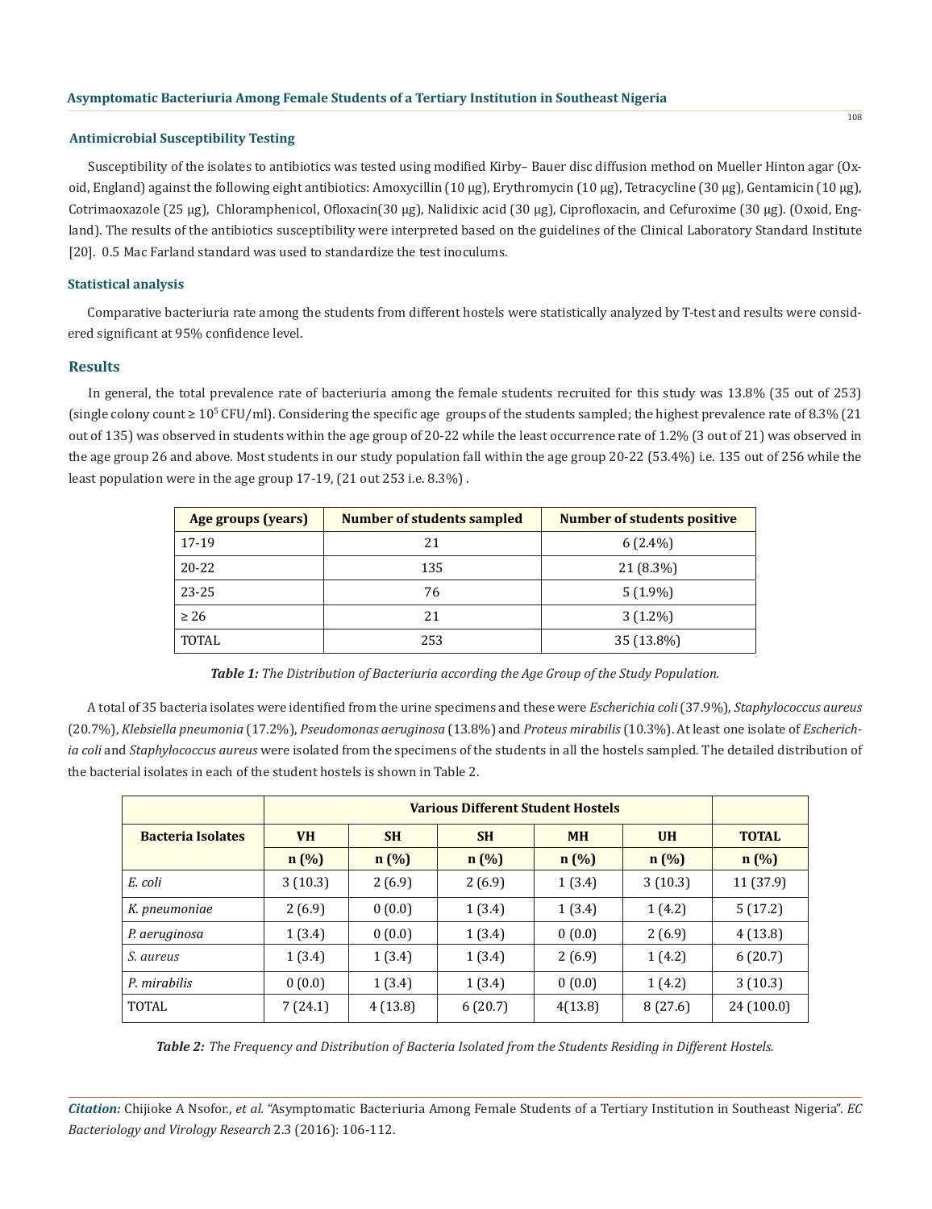### Antimicrobial Susceptibility Testing

Susceptibility of the isolates to antibiotics was tested using modified Kirby– Bauer disc diffusion method on Mueller Hinton agar (Oxoid, England) against the following eight antibiotics: Amoxycillin (10 µg), Erythromycin (10 µg), Tetracycline (30 µg), Gentamicin (10 µg), Cotrimaoxazole (25 µg), Chloramphenicol, Ofloxacin(30 µg), Nalidixic acid (30 µg), Ciprofloxacin, and Cefuroxime (30 µg). (Oxoid, England). The results of the antibiotics susceptibility were interpreted based on the guidelines of the Clinical Laboratory Standard Institute [20]. 0.5 Mac Farland standard was used to standardize the test inoculums.

### Statistical analysis

Comparative bacteriuria rate among the students from different hostels were statistically analyzed by T-test and results were considered significant at 95% confidence level.

## Results

In general, the total prevalence rate of bacteriuria among the female students recruited for this study was 13.8% (35 out of 253) (single colony count ≥ $10^5$ CFU/ml). Considering the specific age groups of the students sampled; the highest prevalence rate of 8.3% (21 out of 135) was observed in students within the age group of 20-22 while the least occurrence rate of 1.2% (3 out of 21) was observed in the age group 26 and above. Most students in our study population fall within the age group 20-22 (53.4%) i.e. 135 out of 256 while the least population were in the age group 17-19, (21 out 253 i.e. 8.3%) .

| Age groups (years) | Number of students sampled | Number of students positive |
|---|---|---|
| 17-19 | 21 | 6 (2.4%) |
| 20-22 | 135 | 21 (8.3%) |
| 23-25 | 76 | 5 (1.9%) |
| ≥ 26 | 21 | 3 (1.2%) |
| TOTAL | 253 | 35 (13.8%) |

***Table 1:*** *The Distribution of Bacteriuria according the Age Group of the Study Population.*

A total of 35 bacteria isolates were identified from the urine specimens and these were *Escherichia coli* (37.9%), *Staphylococcus aureus* (20.7%), *Klebsiella pneumonia* (17.2%), *Pseudomonas aeruginosa* (13.8%) and *Proteus mirabilis* (10.3%). At least one isolate of *Escherichia coli* and *Staphylococcus aureus* were isolated from the specimens of the students in all the hostels sampled. The detailed distribution of the bacterial isolates in each of the student hostels is shown in Table 2.

| | Various Different Student Hostels | | | | | |
|---|---|---|---|---|---|---|
| **Bacteria Isolates** | **VH** | **SH** | **SH** | **MH** | **UH** | **TOTAL** |
| | **n (%)** | **n (%)** | **n (%)** | **n (%)** | **n (%)** | **n (%)** |
| *E. coli* | 3 (10.3) | 2 (6.9) | 2 (6.9) | 1 (3.4) | 3 (10.3) | 11 (37.9) |
| *K. pneumoniae* | 2 (6.9) | 0 (0.0) | 1 (3.4) | 1 (3.4) | 1 (4.2) | 5 (17.2) |
| *P. aeruginosa* | 1 (3.4) | 0 (0.0) | 1 (3.4) | 0 (0.0) | 2 (6.9) | 4 (13.8) |
| *S. aureus* | 1 (3.4) | 1 (3.4) | 1 (3.4) | 2 (6.9) | 1 (4.2) | 6 (20.7) |
| *P. mirabilis* | 0 (0.0) | 1 (3.4) | 1 (3.4) | 0 (0.0) | 1 (4.2) | 3 (10.3) |
| TOTAL | 7 (24.1) | 4 (13.8) | 6 (20.7) | 4(13.8) | 8 (27.6) | 24 (100.0) |

***Table 2:*** *The Frequency and Distribution of Bacteria Isolated from the Students Residing in Different Hostels.*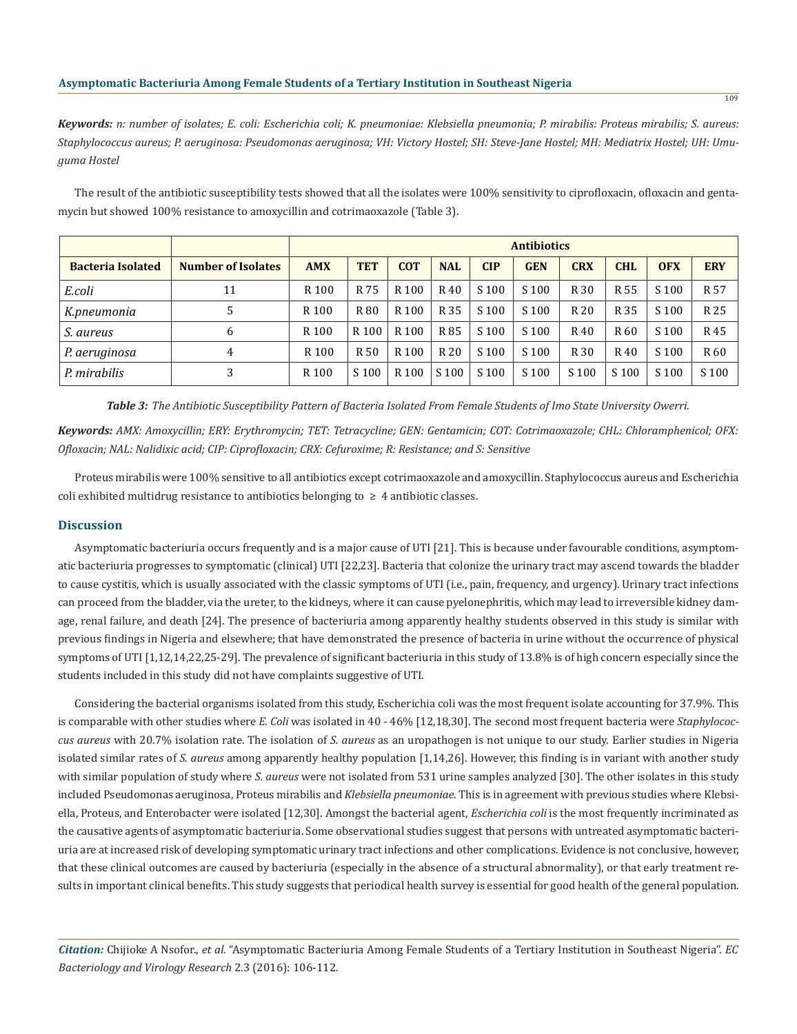***Keywords:*** *n: number of isolates; E. coli: Escherichia coli; K. pneumoniae: Klebsiella pneumonia; P. mirabilis: Proteus mirabilis; S. aureus: Staphylococcus aureus; P. aeruginosa: Pseudomonas aeruginosa; VH: Victory Hostel; SH: Steve-Jane Hostel; MH: Mediatrix Hostel; UH: Umuguma Hostel*

The result of the antibiotic susceptibility tests showed that all the isolates were 100% sensitivity to ciprofloxacin, ofloxacin and gentamycin but showed 100% resistance to amoxycillin and cotrimaoxazole (Table 3).

| | | Antibiotics | | | | | | | | | |
|---|---|---|---|---|---|---|---|---|---|---|---|
| **Bacteria Isolated** | **Number of Isolates** | **AMX** | **TET** | **COT** | **NAL** | **CIP** | **GEN** | **CRX** | **CHL** | **OFX** | **ERY** |
| *E.coli* | 11 | R 100 | R 75 | R 100 | R 40 | S 100 | S 100 | R 30 | R 55 | S 100 | R 57 |
| *K.pneumonia* | 5 | R 100 | R 80 | R 100 | R 35 | S 100 | S 100 | R 20 | R 35 | S 100 | R 25 |
| *S. aureus* | 6 | R 100 | R 100 | R 100 | R 85 | S 100 | S 100 | R 40 | R 60 | S 100 | R 45 |
| *P. aeruginosa* | 4 | R 100 | R 50 | R 100 | R 20 | S 100 | S 100 | R 30 | R 40 | S 100 | R 60 |
| *P. mirabilis* | 3 | R 100 | S 100 | R 100 | S 100 | S 100 | S 100 | S 100 | S 100 | S 100 | S 100 |

***Table 3:*** *The Antibiotic Susceptibility Pattern of Bacteria Isolated From Female Students of Imo State University Owerri.*

***Keywords:*** *AMX: Amoxycillin; ERY: Erythromycin; TET: Tetracycline; GEN: Gentamicin; COT: Cotrimaoxazole; CHL: Chloramphenicol; OFX: Ofloxacin; NAL: Nalidixic acid; CIP: Ciprofloxacin; CRX: Cefuroxime; R: Resistance; and S: Sensitive*

Proteus mirabilis were 100% sensitive to all antibiotics except cotrimaoxazole and amoxycillin. Staphylococcus aureus and Escherichia coli exhibited multidrug resistance to antibiotics belonging to $\geq$ 4 antibiotic classes.

## Discussion

Asymptomatic bacteriuria occurs frequently and is a major cause of UTI [21]. This is because under favourable conditions, asymptomatic bacteriuria progresses to symptomatic (clinical) UTI [22,23]. Bacteria that colonize the urinary tract may ascend towards the bladder to cause cystitis, which is usually associated with the classic symptoms of UTI (i.e., pain, frequency, and urgency). Urinary tract infections can proceed from the bladder, via the ureter, to the kidneys, where it can cause pyelonephritis, which may lead to irreversible kidney damage, renal failure, and death [24]. The presence of bacteriuria among apparently healthy students observed in this study is similar with previous findings in Nigeria and elsewhere; that have demonstrated the presence of bacteria in urine without the occurrence of physical symptoms of UTI [1,12,14,22,25-29]. The prevalence of significant bacteriuria in this study of 13.8% is of high concern especially since the students included in this study did not have complaints suggestive of UTI.

Considering the bacterial organisms isolated from this study, Escherichia coli was the most frequent isolate accounting for 37.9%. This is comparable with other studies where *E. Coli* was isolated in 40 - 46% [12,18,30]. The second most frequent bacteria were *Staphylococcus aureus* with 20.7% isolation rate. The isolation of *S. aureus* as an uropathogen is not unique to our study. Earlier studies in Nigeria isolated similar rates of *S. aureus* among apparently healthy population [1,14,26]. However, this finding is in variant with another study with similar population of study where *S. aureus* were not isolated from 531 urine samples analyzed [30]. The other isolates in this study included Pseudomonas aeruginosa, Proteus mirabilis and *Klebsiella pneumoniae*. This is in agreement with previous studies where Klebsiella, Proteus, and Enterobacter were isolated [12,30]. Amongst the bacterial agent, *Escherichia coli* is the most frequently incriminated as the causative agents of asymptomatic bacteriuria. Some observational studies suggest that persons with untreated asymptomatic bacteriuria are at increased risk of developing symptomatic urinary tract infections and other complications. Evidence is not conclusive, however, that these clinical outcomes are caused by bacteriuria (especially in the absence of a structural abnormality), or that early treatment results in important clinical benefits. This study suggests that periodical health survey is essential for good health of the general population.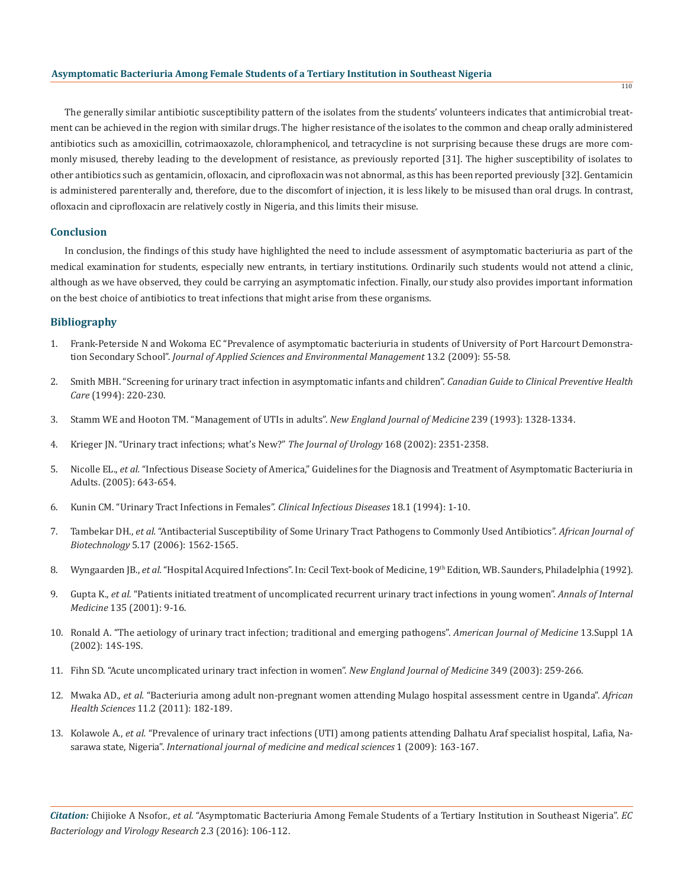The generally similar antibiotic susceptibility pattern of the isolates from the students' volunteers indicates that antimicrobial treatment can be achieved in the region with similar drugs. The higher resistance of the isolates to the common and cheap orally administered antibiotics such as amoxicillin, cotrimaoxazole, chloramphenicol, and tetracycline is not surprising because these drugs are more commonly misused, thereby leading to the development of resistance, as previously reported [31]. The higher susceptibility of isolates to other antibiotics such as gentamicin, ofloxacin, and ciprofloxacin was not abnormal, as this has been reported previously [32]. Gentamicin is administered parenterally and, therefore, due to the discomfort of injection, it is less likely to be misused than oral drugs. In contrast, ofloxacin and ciprofloxacin are relatively costly in Nigeria, and this limits their misuse.

## Conclusion

In conclusion, the findings of this study have highlighted the need to include assessment of asymptomatic bacteriuria as part of the medical examination for students, especially new entrants, in tertiary institutions. Ordinarily such students would not attend a clinic, although as we have observed, they could be carrying an asymptomatic infection. Finally, our study also provides important information on the best choice of antibiotics to treat infections that might arise from these organisms.

## Bibliography

1. Frank-Peterside N and Wokoma EC "Prevalence of asymptomatic bacteriuria in students of University of Port Harcourt Demonstration Secondary School". *Journal of Applied Sciences and Environmental Management* 13.2 (2009): 55-58.
2. Smith MBH. "Screening for urinary tract infection in asymptomatic infants and children". *Canadian Guide to Clinical Preventive Health Care* (1994): 220-230.
3. Stamm WE and Hooton TM. "Management of UTIs in adults". *New England Journal of Medicine* 239 (1993): 1328-1334.
4. Krieger JN. "Urinary tract infections; what's New?" *The Journal of Urology* 168 (2002): 2351-2358.
5. Nicolle EL., *et al.* "Infectious Disease Society of America," Guidelines for the Diagnosis and Treatment of Asymptomatic Bacteriuria in Adults. (2005): 643-654.
6. Kunin CM. "Urinary Tract Infections in Females". *Clinical Infectious Diseases* 18.1 (1994): 1-10.
7. Tambekar DH., *et al.* "Antibacterial Susceptibility of Some Urinary Tract Pathogens to Commonly Used Antibiotics". *African Journal of Biotechnology* 5.17 (2006): 1562-1565.
8. Wyngaarden JB., *et al.* "Hospital Acquired Infections". In: Cecil Text-book of Medicine, 19th Edition, WB. Saunders, Philadelphia (1992).
9. Gupta K., *et al.* "Patients initiated treatment of uncomplicated recurrent urinary tract infections in young women". *Annals of Internal Medicine* 135 (2001): 9-16.
10. Ronald A. "The aetiology of urinary tract infection; traditional and emerging pathogens". *American Journal of Medicine* 13.Suppl 1A (2002): 14S-19S.
11. Fihn SD. "Acute uncomplicated urinary tract infection in women". *New England Journal of Medicine* 349 (2003): 259-266.
12. Mwaka AD., *et al.* "Bacteriuria among adult non-pregnant women attending Mulago hospital assessment centre in Uganda". *African Health Sciences* 11.2 (2011): 182-189.
13. Kolawole A., *et al.* "Prevalence of urinary tract infections (UTI) among patients attending Dalhatu Araf specialist hospital, Lafia, Nasarawa state, Nigeria". *International journal of medicine and medical sciences* 1 (2009): 163-167.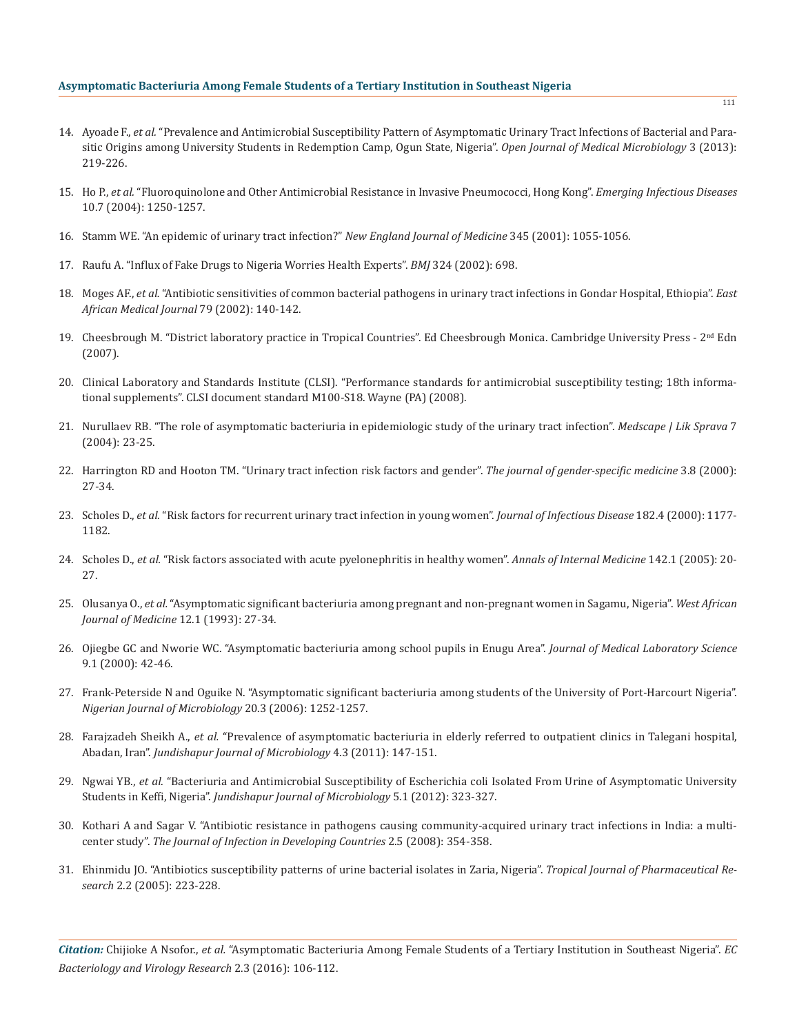14. Ayoade F., *et al.* "Prevalence and Antimicrobial Susceptibility Pattern of Asymptomatic Urinary Tract Infections of Bacterial and Parasitic Origins among University Students in Redemption Camp, Ogun State, Nigeria". *Open Journal of Medical Microbiology* 3 (2013): 219-226.

15. Ho P., *et al.* "Fluoroquinolone and Other Antimicrobial Resistance in Invasive Pneumococci, Hong Kong". *Emerging Infectious Diseases* 10.7 (2004): 1250-1257.

16. Stamm WE. "An epidemic of urinary tract infection?" *New England Journal of Medicine* 345 (2001): 1055-1056.

17. Raufu A. "Influx of Fake Drugs to Nigeria Worries Health Experts". *BMJ* 324 (2002): 698.

18. Moges AF., *et al.* "Antibiotic sensitivities of common bacterial pathogens in urinary tract infections in Gondar Hospital, Ethiopia". *East African Medical Journal* 79 (2002): 140-142.

19. Cheesbrough M. "District laboratory practice in Tropical Countries". Ed Cheesbrough Monica. Cambridge University Press - 2nd Edn (2007).

20. Clinical Laboratory and Standards Institute (CLSI). "Performance standards for antimicrobial susceptibility testing; 18th informational supplements". CLSI document standard M100-S18. Wayne (PA) (2008).

21. Nurullaev RB. "The role of asymptomatic bacteriuria in epidemiologic study of the urinary tract infection". *Medscape | Lik Sprava* 7 (2004): 23-25.

22. Harrington RD and Hooton TM. "Urinary tract infection risk factors and gender". *The journal of gender-specific medicine* 3.8 (2000): 27-34.

23. Scholes D., *et al.* "Risk factors for recurrent urinary tract infection in young women". *Journal of Infectious Disease* 182.4 (2000): 1177-1182.

24. Scholes D., *et al.* "Risk factors associated with acute pyelonephritis in healthy women". *Annals of Internal Medicine* 142.1 (2005): 20-27.

25. Olusanya O., *et al.* "Asymptomatic significant bacteriuria among pregnant and non-pregnant women in Sagamu, Nigeria". *West African Journal of Medicine* 12.1 (1993): 27-34.

26. Ojiegbe GC and Nworie WC. "Asymptomatic bacteriuria among school pupils in Enugu Area". *Journal of Medical Laboratory Science* 9.1 (2000): 42-46.

27. Frank-Peterside N and Oguike N. "Asymptomatic significant bacteriuria among students of the University of Port-Harcourt Nigeria". *Nigerian Journal of Microbiology* 20.3 (2006): 1252-1257.

28. Farajzadeh Sheikh A., *et al.* "Prevalence of asymptomatic bacteriuria in elderly referred to outpatient clinics in Talegani hospital, Abadan, Iran". *Jundishapur Journal of Microbiology* 4.3 (2011): 147-151.

29. Ngwai YB., *et al.* "Bacteriuria and Antimicrobial Susceptibility of Escherichia coli Isolated From Urine of Asymptomatic University Students in Keffi, Nigeria". *Jundishapur Journal of Microbiology* 5.1 (2012): 323-327.

30. Kothari A and Sagar V. "Antibiotic resistance in pathogens causing community-acquired urinary tract infections in India: a multicenter study". *The Journal of Infection in Developing Countries* 2.5 (2008): 354-358.

31. Ehinmidu JO. "Antibiotics susceptibility patterns of urine bacterial isolates in Zaria, Nigeria". *Tropical Journal of Pharmaceutical Research* 2.2 (2005): 223-228.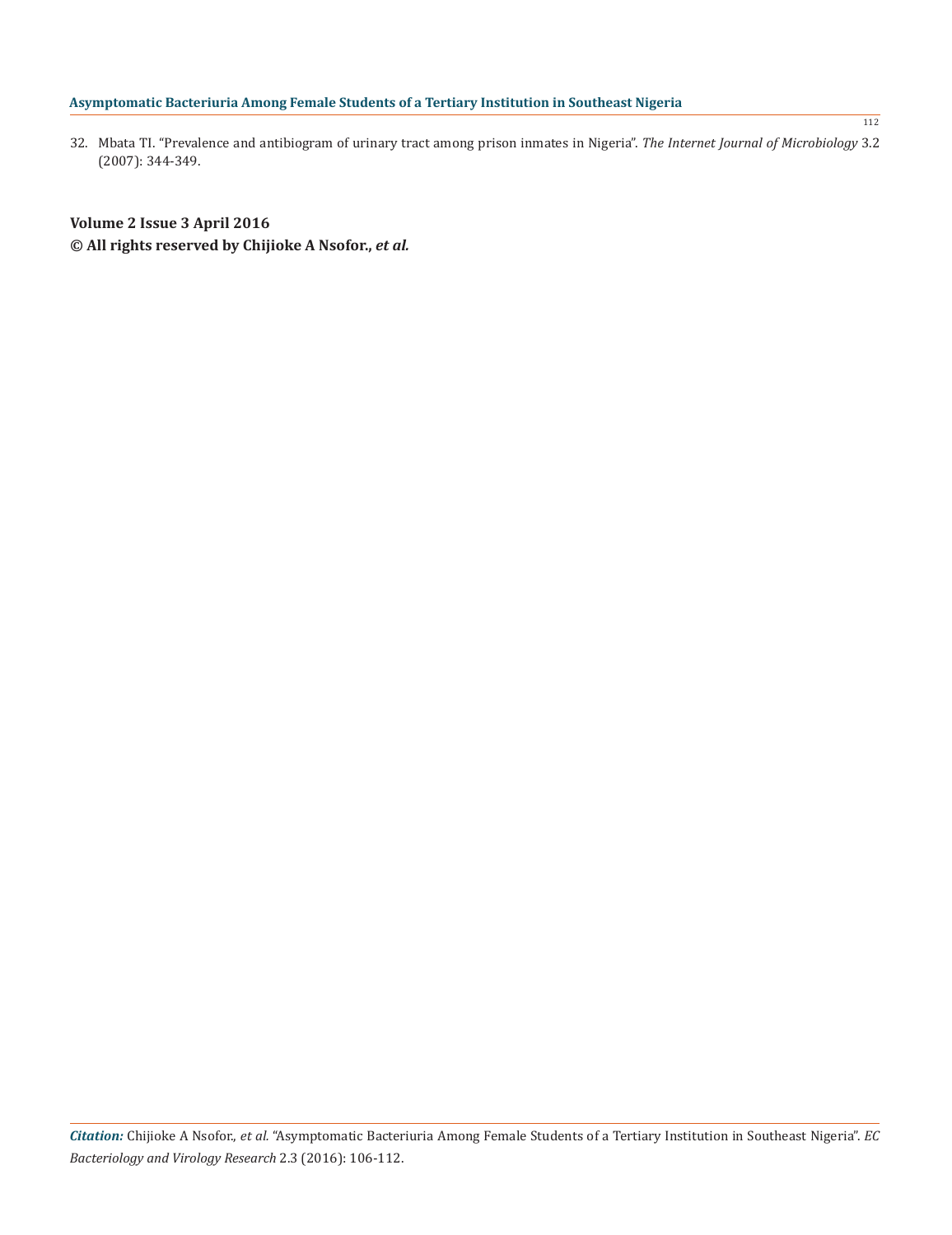32. Mbata TI. "Prevalence and antibiogram of urinary tract among prison inmates in Nigeria". *The Internet Journal of Microbiology* 3.2 (2007): 344-349.

**Volume 2 Issue 3 April 2016**
**© All rights reserved by Chijioke A Nsofor., *et al.***